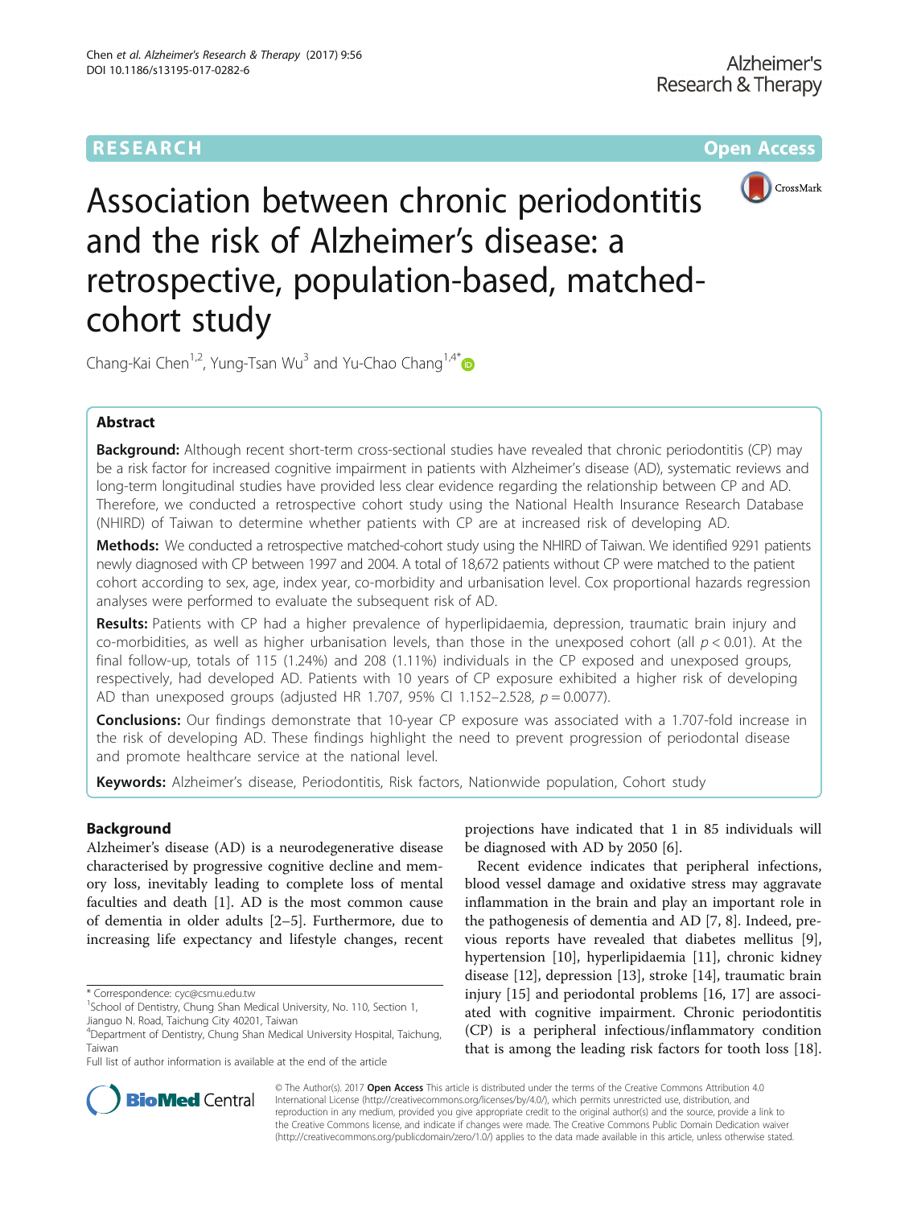RESEARCH Open Access

# Association between chronic periodontitis and the risk of Alzheimer's disease: a retrospective, population-based, matched-cohort study

Chang-Kai Chen[1,2], Yung-Tsan Wu[3] and Yu-Chao Chang[1,4*]

## Abstract

**Background:** Although recent short-term cross-sectional studies have revealed that chronic periodontitis (CP) may be a risk factor for increased cognitive impairment in patients with Alzheimer's disease (AD), systematic reviews and long-term longitudinal studies have provided less clear evidence regarding the relationship between CP and AD. Therefore, we conducted a retrospective cohort study using the National Health Insurance Research Database (NHIRD) of Taiwan to determine whether patients with CP are at increased risk of developing AD.

**Methods:** We conducted a retrospective matched-cohort study using the NHIRD of Taiwan. We identified 9291 patients newly diagnosed with CP between 1997 and 2004. A total of 18,672 patients without CP were matched to the patient cohort according to sex, age, index year, co-morbidity and urbanisation level. Cox proportional hazards regression analyses were performed to evaluate the subsequent risk of AD.

**Results:** Patients with CP had a higher prevalence of hyperlipidaemia, depression, traumatic brain injury and co-morbidities, as well as higher urbanisation levels, than those in the unexposed cohort (all $p < 0.01$). At the final follow-up, totals of 115 (1.24%) and 208 (1.11%) individuals in the CP exposed and unexposed groups, respectively, had developed AD. Patients with 10 years of CP exposure exhibited a higher risk of developing AD than unexposed groups (adjusted HR 1.707, 95% CI 1.152–2.528, $p = 0.0077$).

**Conclusions:** Our findings demonstrate that 10-year CP exposure was associated with a 1.707-fold increase in the risk of developing AD. These findings highlight the need to prevent progression of periodontal disease and promote healthcare service at the national level.

**Keywords:** Alzheimer's disease, Periodontitis, Risk factors, Nationwide population, Cohort study

## Background

Alzheimer's disease (AD) is a neurodegenerative disease characterised by progressive cognitive decline and memory loss, inevitably leading to complete loss of mental faculties and death [1]. AD is the most common cause of dementia in older adults [2–5]. Furthermore, due to increasing life expectancy and lifestyle changes, recent projections have indicated that 1 in 85 individuals will be diagnosed with AD by 2050 [6].

Recent evidence indicates that peripheral infections, blood vessel damage and oxidative stress may aggravate inflammation in the brain and play an important role in the pathogenesis of dementia and AD [7, 8]. Indeed, previous reports have revealed that diabetes mellitus [9], hypertension [10], hyperlipidaemia [11], chronic kidney disease [12], depression [13], stroke [14], traumatic brain injury [15] and periodontal problems [16, 17] are associated with cognitive impairment. Chronic periodontitis (CP) is a peripheral infectious/inflammatory condition that is among the leading risk factors for tooth loss [18].

\* Correspondence: cyc@csmu.edu.tw
[1]School of Dentistry, Chung Shan Medical University, No. 110, Section 1, Jianguo N. Road, Taichung City 40201, Taiwan
[4]Department of Dentistry, Chung Shan Medical University Hospital, Taichung, Taiwan
Full list of author information is available at the end of the article

© The Author(s). 2017 **Open Access** This article is distributed under the terms of the Creative Commons Attribution 4.0 International License (http://creativecommons.org/licenses/by/4.0/), which permits unrestricted use, distribution, and reproduction in any medium, provided you give appropriate credit to the original author(s) and the source, provide a link to the Creative Commons license, and indicate if changes were made. The Creative Commons Public Domain Dedication waiver (http://creativecommons.org/publicdomain/zero/1.0/) applies to the data made available in this article, unless otherwise stated.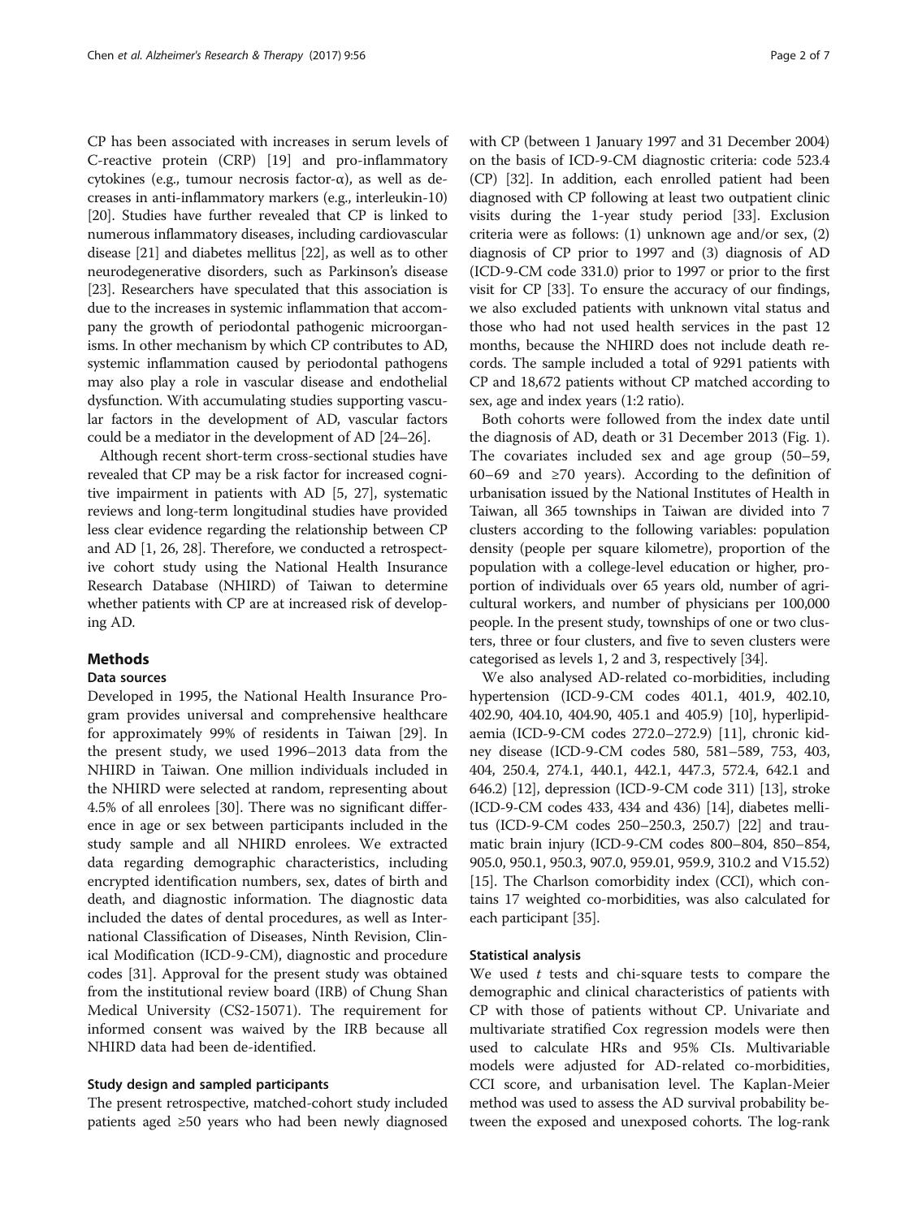CP has been associated with increases in serum levels of C-reactive protein (CRP) [19] and pro-inflammatory cytokines (e.g., tumour necrosis factor-α), as well as decreases in anti-inflammatory markers (e.g., interleukin-10) [20]. Studies have further revealed that CP is linked to numerous inflammatory diseases, including cardiovascular disease [21] and diabetes mellitus [22], as well as to other neurodegenerative disorders, such as Parkinson's disease [23]. Researchers have speculated that this association is due to the increases in systemic inflammation that accompany the growth of periodontal pathogenic microorganisms. In other mechanism by which CP contributes to AD, systemic inflammation caused by periodontal pathogens may also play a role in vascular disease and endothelial dysfunction. With accumulating studies supporting vascular factors in the development of AD, vascular factors could be a mediator in the development of AD [24–26].

Although recent short-term cross-sectional studies have revealed that CP may be a risk factor for increased cognitive impairment in patients with AD [5, 27], systematic reviews and long-term longitudinal studies have provided less clear evidence regarding the relationship between CP and AD [1, 26, 28]. Therefore, we conducted a retrospective cohort study using the National Health Insurance Research Database (NHIRD) of Taiwan to determine whether patients with CP are at increased risk of developing AD.

## Methods

### Data sources

Developed in 1995, the National Health Insurance Program provides universal and comprehensive healthcare for approximately 99% of residents in Taiwan [29]. In the present study, we used 1996–2013 data from the NHIRD in Taiwan. One million individuals included in the NHIRD were selected at random, representing about 4.5% of all enrolees [30]. There was no significant difference in age or sex between participants included in the study sample and all NHIRD enrolees. We extracted data regarding demographic characteristics, including encrypted identification numbers, sex, dates of birth and death, and diagnostic information. The diagnostic data included the dates of dental procedures, as well as International Classification of Diseases, Ninth Revision, Clinical Modification (ICD-9-CM), diagnostic and procedure codes [31]. Approval for the present study was obtained from the institutional review board (IRB) of Chung Shan Medical University (CS2-15071). The requirement for informed consent was waived by the IRB because all NHIRD data had been de-identified.

### Study design and sampled participants

The present retrospective, matched-cohort study included patients aged ≥50 years who had been newly diagnosed with CP (between 1 January 1997 and 31 December 2004) on the basis of ICD-9-CM diagnostic criteria: code 523.4 (CP) [32]. In addition, each enrolled patient had been diagnosed with CP following at least two outpatient clinic visits during the 1-year study period [33]. Exclusion criteria were as follows: (1) unknown age and/or sex, (2) diagnosis of CP prior to 1997 and (3) diagnosis of AD (ICD-9-CM code 331.0) prior to 1997 or prior to the first visit for CP [33]. To ensure the accuracy of our findings, we also excluded patients with unknown vital status and those who had not used health services in the past 12 months, because the NHIRD does not include death records. The sample included a total of 9291 patients with CP and 18,672 patients without CP matched according to sex, age and index years (1:2 ratio).

Both cohorts were followed from the index date until the diagnosis of AD, death or 31 December 2013 (Fig. 1). The covariates included sex and age group (50–59, 60–69 and ≥70 years). According to the definition of urbanisation issued by the National Institutes of Health in Taiwan, all 365 townships in Taiwan are divided into 7 clusters according to the following variables: population density (people per square kilometre), proportion of the population with a college-level education or higher, proportion of individuals over 65 years old, number of agricultural workers, and number of physicians per 100,000 people. In the present study, townships of one or two clusters, three or four clusters, and five to seven clusters were categorised as levels 1, 2 and 3, respectively [34].

We also analysed AD-related co-morbidities, including hypertension (ICD-9-CM codes 401.1, 401.9, 402.10, 402.90, 404.10, 404.90, 405.1 and 405.9) [10], hyperlipidaemia (ICD-9-CM codes 272.0–272.9) [11], chronic kidney disease (ICD-9-CM codes 580, 581–589, 753, 403, 404, 250.4, 274.1, 440.1, 442.1, 447.3, 572.4, 642.1 and 646.2) [12], depression (ICD-9-CM code 311) [13], stroke (ICD-9-CM codes 433, 434 and 436) [14], diabetes mellitus (ICD-9-CM codes 250–250.3, 250.7) [22] and traumatic brain injury (ICD-9-CM codes 800–804, 850–854, 905.0, 950.1, 950.3, 907.0, 959.01, 959.9, 310.2 and V15.52) [15]. The Charlson comorbidity index (CCI), which contains 17 weighted co-morbidities, was also calculated for each participant [35].

### Statistical analysis

We used *t* tests and chi-square tests to compare the demographic and clinical characteristics of patients with CP with those of patients without CP. Univariate and multivariate stratified Cox regression models were then used to calculate HRs and 95% CIs. Multivariable models were adjusted for AD-related co-morbidities, CCI score, and urbanisation level. The Kaplan-Meier method was used to assess the AD survival probability between the exposed and unexposed cohorts. The log-rank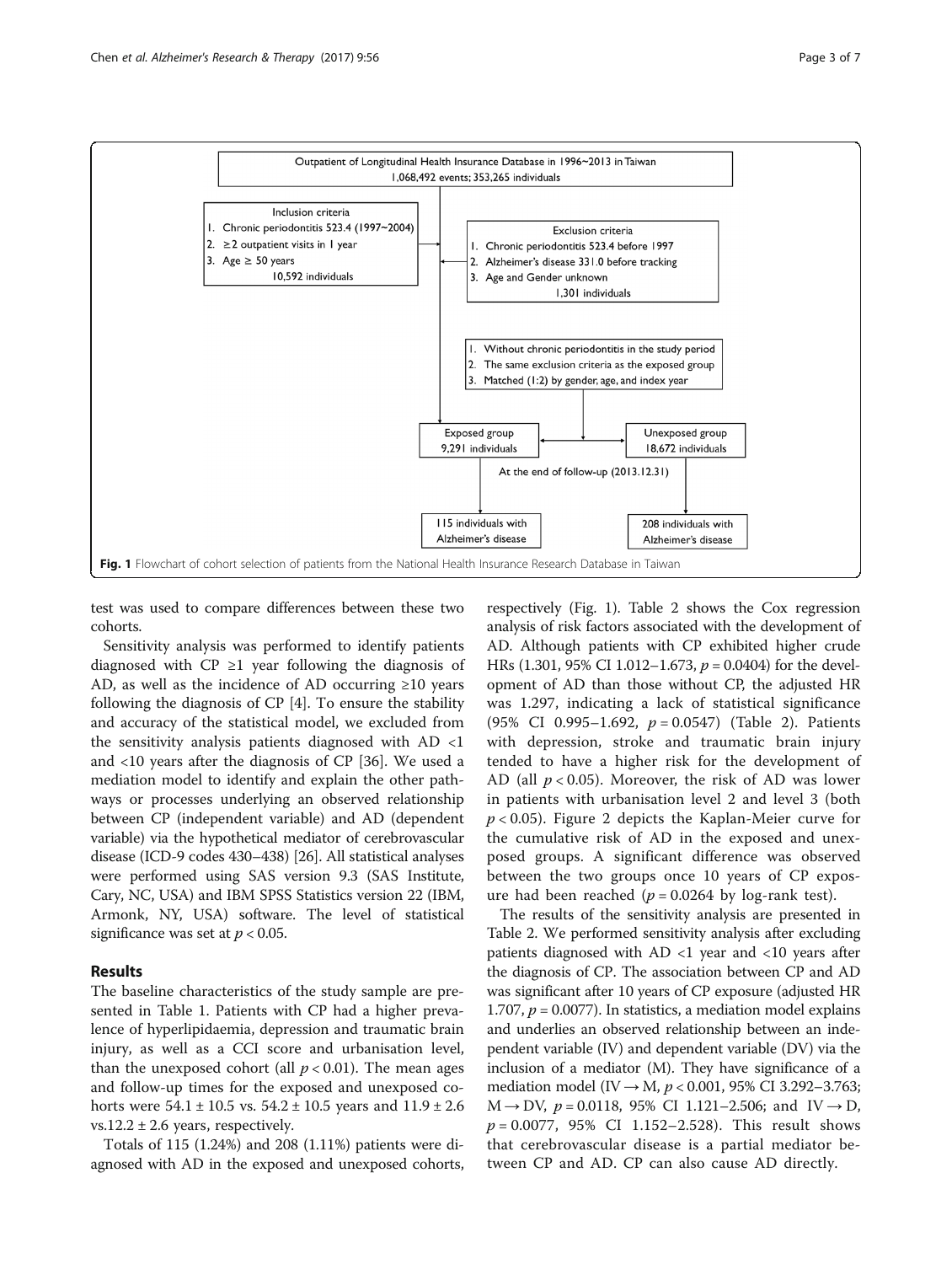Outpatient of Longitudinal Health Insurance Database in 1996~2013 in Taiwan
1,068,492 events; 353,265 individuals

Inclusion criteria
1. Chronic periodontitis 523.4 (1997~2004)
2. ≥2 outpatient visits in 1 year
3. Age ≥ 50 years
10,592 individuals

Exclusion criteria
1. Chronic periodontitis 523.4 before 1997
2. Alzheimer's disease 331.0 before tracking
3. Age and Gender unknown
1,301 individuals

1. Without chronic periodontitis in the study period
2. The same exclusion criteria as the exposed group
3. Matched (1:2) by gender, age, and index year

Exposed group
9,291 individuals

Unexposed group
18,672 individuals

At the end of follow-up (2013.12.31)

115 individuals with Alzheimer's disease

208 individuals with Alzheimer's disease

**Fig. 1** Flowchart of cohort selection of patients from the National Health Insurance Research Database in Taiwan

test was used to compare differences between these two cohorts.

Sensitivity analysis was performed to identify patients diagnosed with CP ≥1 year following the diagnosis of AD, as well as the incidence of AD occurring ≥10 years following the diagnosis of CP [4]. To ensure the stability and accuracy of the statistical model, we excluded from the sensitivity analysis patients diagnosed with AD <1 and <10 years after the diagnosis of CP [36]. We used a mediation model to identify and explain the other pathways or processes underlying an observed relationship between CP (independent variable) and AD (dependent variable) via the hypothetical mediator of cerebrovascular disease (ICD-9 codes 430–438) [26]. All statistical analyses were performed using SAS version 9.3 (SAS Institute, Cary, NC, USA) and IBM SPSS Statistics version 22 (IBM, Armonk, NY, USA) software. The level of statistical significance was set at $p < 0.05$.

## Results

The baseline characteristics of the study sample are presented in Table 1. Patients with CP had a higher prevalence of hyperlipidaemia, depression and traumatic brain injury, as well as a CCI score and urbanisation level, than the unexposed cohort (all $p < 0.01$). The mean ages and follow-up times for the exposed and unexposed cohorts were 54.1 ± 10.5 vs. 54.2 ± 10.5 years and 11.9 ± 2.6 vs.12.2 ± 2.6 years, respectively.

Totals of 115 (1.24%) and 208 (1.11%) patients were diagnosed with AD in the exposed and unexposed cohorts, respectively (Fig. 1). Table 2 shows the Cox regression analysis of risk factors associated with the development of AD. Although patients with CP exhibited higher crude HRs (1.301, 95% CI 1.012–1.673, $p = 0.0404$) for the development of AD than those without CP, the adjusted HR was 1.297, indicating a lack of statistical significance (95% CI 0.995–1.692, $p = 0.0547$) (Table 2). Patients with depression, stroke and traumatic brain injury tended to have a higher risk for the development of AD (all $p < 0.05$). Moreover, the risk of AD was lower in patients with urbanisation level 2 and level 3 (both $p < 0.05$). Figure 2 depicts the Kaplan-Meier curve for the cumulative risk of AD in the exposed and unexposed groups. A significant difference was observed between the two groups once 10 years of CP exposure had been reached ($p = 0.0264$ by log-rank test).

The results of the sensitivity analysis are presented in Table 2. We performed sensitivity analysis after excluding patients diagnosed with AD <1 year and <10 years after the diagnosis of CP. The association between CP and AD was significant after 10 years of CP exposure (adjusted HR 1.707, $p = 0.0077$). In statistics, a mediation model explains and underlies an observed relationship between an independent variable (IV) and dependent variable (DV) via the inclusion of a mediator (M). They have significance of a mediation model (IV → M, $p < 0.001$, 95% CI 3.292–3.763; M → DV, $p = 0.0118$, 95% CI 1.121–2.506; and IV → D, $p = 0.0077$, 95% CI 1.152–2.528). This result shows that cerebrovascular disease is a partial mediator between CP and AD. CP can also cause AD directly.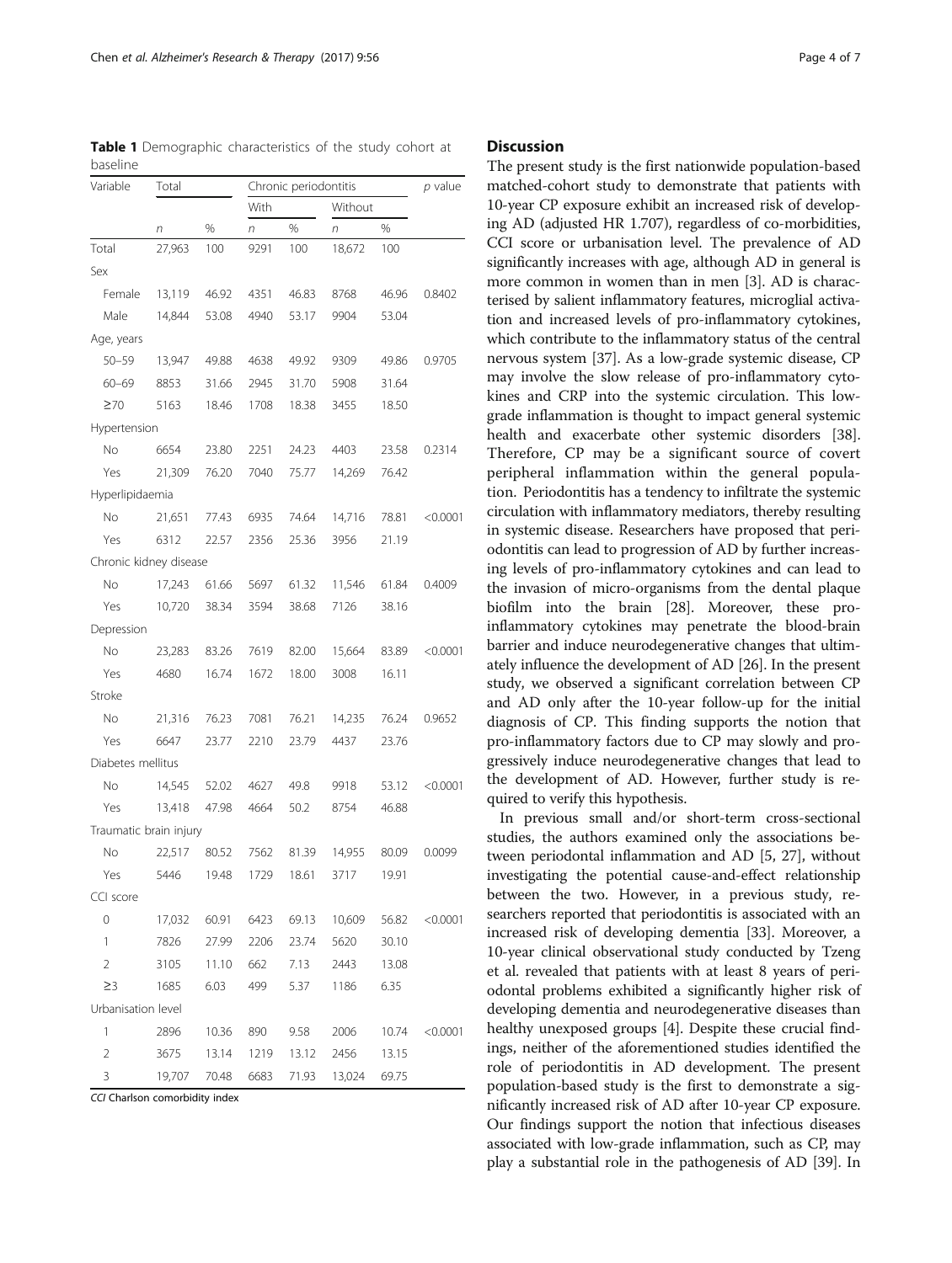**Table 1** Demographic characteristics of the study cohort at baseline

| Variable | Total | | Chronic periodontitis | | | | *p* value |
|---|---|---|---|---|---|---|---|
| | | | With | | Without | | |
| | *n* | % | *n* | % | *n* | % | |
| Total | 27,963 | 100 | 9291 | 100 | 18,672 | 100 | |
| Sex | | | | | | | |
| Female | 13,119 | 46.92 | 4351 | 46.83 | 8768 | 46.96 | 0.8402 |
| Male | 14,844 | 53.08 | 4940 | 53.17 | 9904 | 53.04 | |
| Age, years | | | | | | | |
| 50–59 | 13,947 | 49.88 | 4638 | 49.92 | 9309 | 49.86 | 0.9705 |
| 60–69 | 8853 | 31.66 | 2945 | 31.70 | 5908 | 31.64 | |
| ≥70 | 5163 | 18.46 | 1708 | 18.38 | 3455 | 18.50 | |
| Hypertension | | | | | | | |
| No | 6654 | 23.80 | 2251 | 24.23 | 4403 | 23.58 | 0.2314 |
| Yes | 21,309 | 76.20 | 7040 | 75.77 | 14,269 | 76.42 | |
| Hyperlipidaemia | | | | | | | |
| No | 21,651 | 77.43 | 6935 | 74.64 | 14,716 | 78.81 | <0.0001 |
| Yes | 6312 | 22.57 | 2356 | 25.36 | 3956 | 21.19 | |
| Chronic kidney disease | | | | | | | |
| No | 17,243 | 61.66 | 5697 | 61.32 | 11,546 | 61.84 | 0.4009 |
| Yes | 10,720 | 38.34 | 3594 | 38.68 | 7126 | 38.16 | |
| Depression | | | | | | | |
| No | 23,283 | 83.26 | 7619 | 82.00 | 15,664 | 83.89 | <0.0001 |
| Yes | 4680 | 16.74 | 1672 | 18.00 | 3008 | 16.11 | |
| Stroke | | | | | | | |
| No | 21,316 | 76.23 | 7081 | 76.21 | 14,235 | 76.24 | 0.9652 |
| Yes | 6647 | 23.77 | 2210 | 23.79 | 4437 | 23.76 | |
| Diabetes mellitus | | | | | | | |
| No | 14,545 | 52.02 | 4627 | 49.8 | 9918 | 53.12 | <0.0001 |
| Yes | 13,418 | 47.98 | 4664 | 50.2 | 8754 | 46.88 | |
| Traumatic brain injury | | | | | | | |
| No | 22,517 | 80.52 | 7562 | 81.39 | 14,955 | 80.09 | 0.0099 |
| Yes | 5446 | 19.48 | 1729 | 18.61 | 3717 | 19.91 | |
| CCI score | | | | | | | |
| 0 | 17,032 | 60.91 | 6423 | 69.13 | 10,609 | 56.82 | <0.0001 |
| 1 | 7826 | 27.99 | 2206 | 23.74 | 5620 | 30.10 | |
| 2 | 3105 | 11.10 | 662 | 7.13 | 2443 | 13.08 | |
| ≥3 | 1685 | 6.03 | 499 | 5.37 | 1186 | 6.35 | |
| Urbanisation level | | | | | | | |
| 1 | 2896 | 10.36 | 890 | 9.58 | 2006 | 10.74 | <0.0001 |
| 2 | 3675 | 13.14 | 1219 | 13.12 | 2456 | 13.15 | |
| 3 | 19,707 | 70.48 | 6683 | 71.93 | 13,024 | 69.75 | |

*CCI* Charlson comorbidity index

## Discussion

The present study is the first nationwide population-based matched-cohort study to demonstrate that patients with 10-year CP exposure exhibit an increased risk of developing AD (adjusted HR 1.707), regardless of co-morbidities, CCI score or urbanisation level. The prevalence of AD significantly increases with age, although AD in general is more common in women than in men [3]. AD is characterised by salient inflammatory features, microglial activation and increased levels of pro-inflammatory cytokines, which contribute to the inflammatory status of the central nervous system [37]. As a low-grade systemic disease, CP may involve the slow release of pro-inflammatory cytokines and CRP into the systemic circulation. This low-grade inflammation is thought to impact general systemic health and exacerbate other systemic disorders [38]. Therefore, CP may be a significant source of covert peripheral inflammation within the general population. Periodontitis has a tendency to infiltrate the systemic circulation with inflammatory mediators, thereby resulting in systemic disease. Researchers have proposed that periodontitis can lead to progression of AD by further increasing levels of pro-inflammatory cytokines and can lead to the invasion of micro-organisms from the dental plaque biofilm into the brain [28]. Moreover, these pro-inflammatory cytokines may penetrate the blood-brain barrier and induce neurodegenerative changes that ultimately influence the development of AD [26]. In the present study, we observed a significant correlation between CP and AD only after the 10-year follow-up for the initial diagnosis of CP. This finding supports the notion that pro-inflammatory factors due to CP may slowly and progressively induce neurodegenerative changes that lead to the development of AD. However, further study is required to verify this hypothesis.

In previous small and/or short-term cross-sectional studies, the authors examined only the associations between periodontal inflammation and AD [5, 27], without investigating the potential cause-and-effect relationship between the two. However, in a previous study, researchers reported that periodontitis is associated with an increased risk of developing dementia [33]. Moreover, a 10-year clinical observational study conducted by Tzeng et al. revealed that patients with at least 8 years of periodontal problems exhibited a significantly higher risk of developing dementia and neurodegenerative diseases than healthy unexposed groups [4]. Despite these crucial findings, neither of the aforementioned studies identified the role of periodontitis in AD development. The present population-based study is the first to demonstrate a significantly increased risk of AD after 10-year CP exposure. Our findings support the notion that infectious diseases associated with low-grade inflammation, such as CP, may play a substantial role in the pathogenesis of AD [39]. In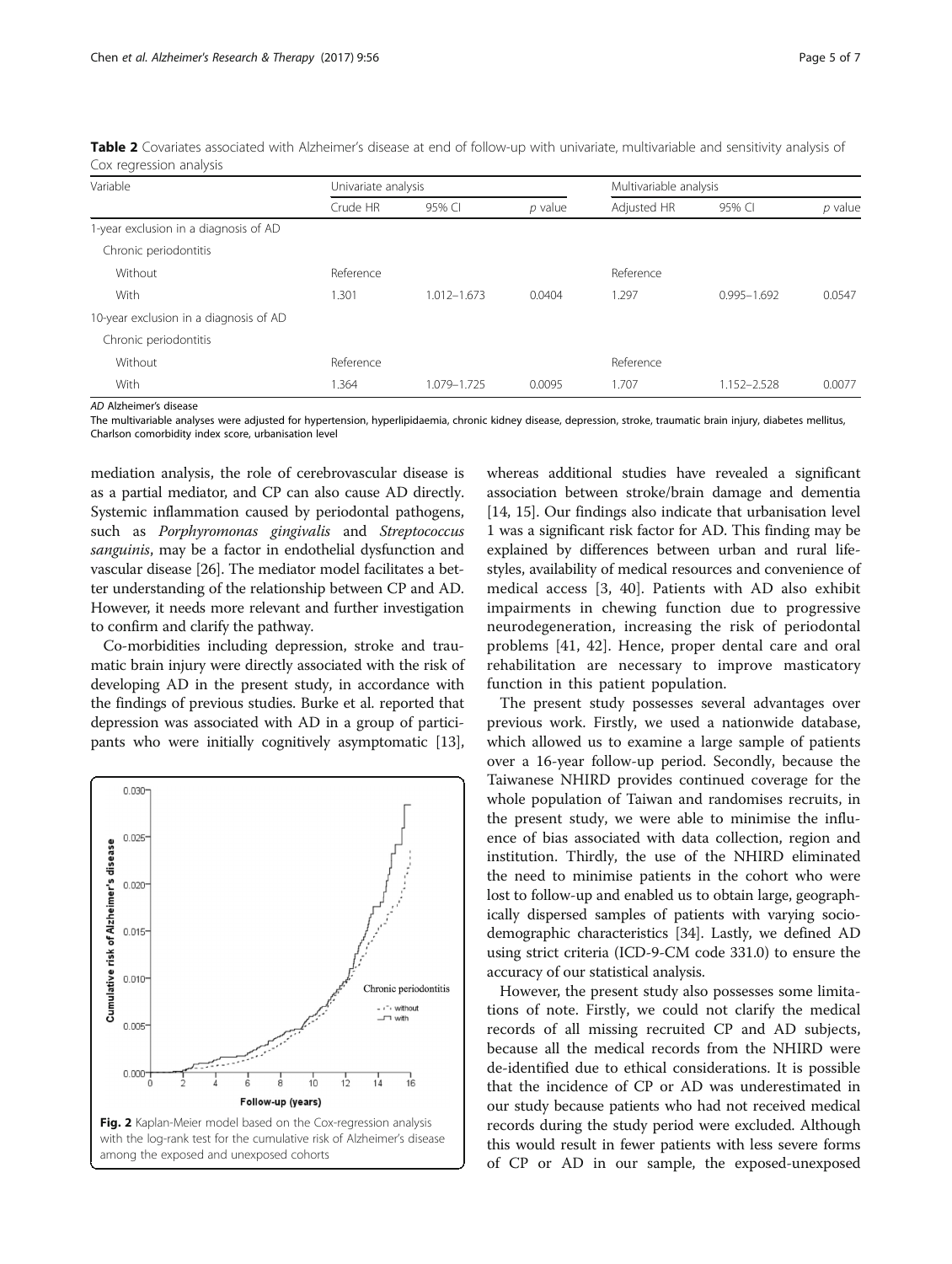**Table 2** Covariates associated with Alzheimer's disease at end of follow-up with univariate, multivariable and sensitivity analysis of Cox regression analysis

| Variable | Univariate analysis | | | Multivariable analysis | | |
|---|---|---|---|---|---|---|
| | Crude HR | 95% CI | *p* value | Adjusted HR | 95% CI | *p* value |
| 1-year exclusion in a diagnosis of AD | | | | | | |
| Chronic periodontitis | | | | | | |
| Without | Reference | | | Reference | | |
| With | 1.301 | 1.012–1.673 | 0.0404 | 1.297 | 0.995–1.692 | 0.0547 |
| 10-year exclusion in a diagnosis of AD | | | | | | |
| Chronic periodontitis | | | | | | |
| Without | Reference | | | Reference | | |
| With | 1.364 | 1.079–1.725 | 0.0095 | 1.707 | 1.152–2.528 | 0.0077 |

*AD* Alzheimer's disease

The multivariable analyses were adjusted for hypertension, hyperlipidaemia, chronic kidney disease, depression, stroke, traumatic brain injury, diabetes mellitus, Charlson comorbidity index score, urbanisation level

mediation analysis, the role of cerebrovascular disease is as a partial mediator, and CP can also cause AD directly. Systemic inflammation caused by periodontal pathogens, such as *Porphyromonas gingivalis* and *Streptococcus sanguinis*, may be a factor in endothelial dysfunction and vascular disease [26]. The mediator model facilitates a better understanding of the relationship between CP and AD. However, it needs more relevant and further investigation to confirm and clarify the pathway.

Co-morbidities including depression, stroke and traumatic brain injury were directly associated with the risk of developing AD in the present study, in accordance with the findings of previous studies. Burke et al. reported that depression was associated with AD in a group of participants who were initially cognitively asymptomatic [13], whereas additional studies have revealed a significant association between stroke/brain damage and dementia [14, 15]. Our findings also indicate that urbanisation level 1 was a significant risk factor for AD. This finding may be explained by differences between urban and rural lifestyles, availability of medical resources and convenience of medical access [3, 40]. Patients with AD also exhibit impairments in chewing function due to progressive neurodegeneration, increasing the risk of periodontal problems [41, 42]. Hence, proper dental care and oral rehabilitation are necessary to improve masticatory function in this patient population.

**Fig. 2** Kaplan-Meier model based on the Cox-regression analysis with the log-rank test for the cumulative risk of Alzheimer's disease among the exposed and unexposed cohorts

The present study possesses several advantages over previous work. Firstly, we used a nationwide database, which allowed us to examine a large sample of patients over a 16-year follow-up period. Secondly, because the Taiwanese NHIRD provides continued coverage for the whole population of Taiwan and randomises recruits, in the present study, we were able to minimise the influence of bias associated with data collection, region and institution. Thirdly, the use of the NHIRD eliminated the need to minimise patients in the cohort who were lost to follow-up and enabled us to obtain large, geographically dispersed samples of patients with varying sociodemographic characteristics [34]. Lastly, we defined AD using strict criteria (ICD-9-CM code 331.0) to ensure the accuracy of our statistical analysis.

However, the present study also possesses some limitations of note. Firstly, we could not clarify the medical records of all missing recruited CP and AD subjects, because all the medical records from the NHIRD were de-identified due to ethical considerations. It is possible that the incidence of CP or AD was underestimated in our study because patients who had not received medical records during the study period were excluded. Although this would result in fewer patients with less severe forms of CP or AD in our sample, the exposed-unexposed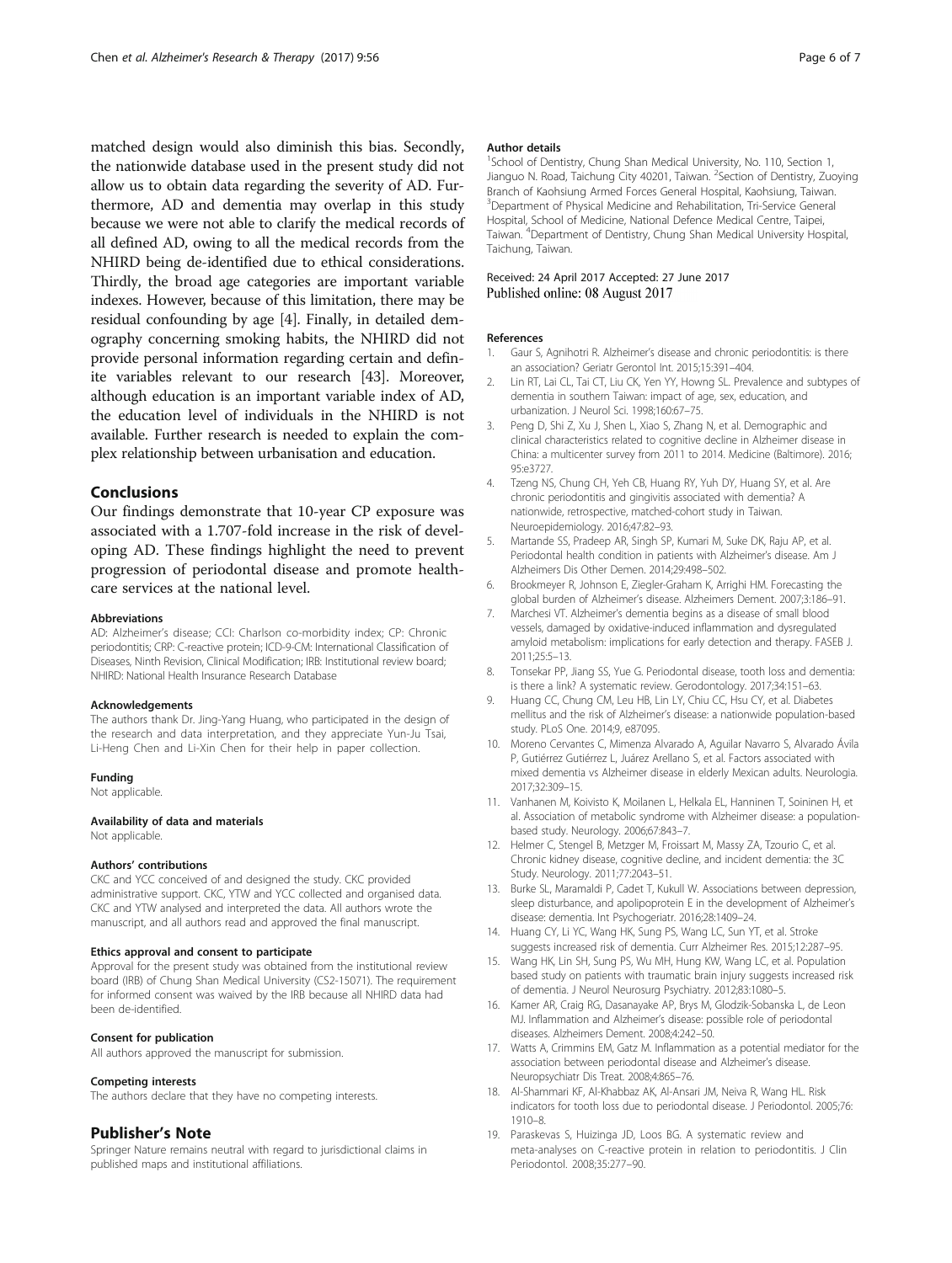matched design would also diminish this bias. Secondly, the nationwide database used in the present study did not allow us to obtain data regarding the severity of AD. Furthermore, AD and dementia may overlap in this study because we were not able to clarify the medical records of all defined AD, owing to all the medical records from the NHIRD being de-identified due to ethical considerations. Thirdly, the broad age categories are important variable indexes. However, because of this limitation, there may be residual confounding by age [4]. Finally, in detailed demography concerning smoking habits, the NHIRD did not provide personal information regarding certain and definite variables relevant to our research [43]. Moreover, although education is an important variable index of AD, the education level of individuals in the NHIRD is not available. Further research is needed to explain the complex relationship between urbanisation and education.

## Conclusions

Our findings demonstrate that 10-year CP exposure was associated with a 1.707-fold increase in the risk of developing AD. These findings highlight the need to prevent progression of periodontal disease and promote healthcare services at the national level.

#### Abbreviations

AD: Alzheimer's disease; CCI: Charlson co-morbidity index; CP: Chronic periodontitis; CRP: C-reactive protein; ICD-9-CM: International Classification of Diseases, Ninth Revision, Clinical Modification; IRB: Institutional review board; NHIRD: National Health Insurance Research Database

#### Acknowledgements

The authors thank Dr. Jing-Yang Huang, who participated in the design of the research and data interpretation, and they appreciate Yun-Ju Tsai, Li-Heng Chen and Li-Xin Chen for their help in paper collection.

#### Funding

Not applicable.

#### Availability of data and materials

Not applicable.

#### Authors' contributions

CKC and YCC conceived of and designed the study. CKC provided administrative support. CKC, YTW and YCC collected and organised data. CKC and YTW analysed and interpreted the data. All authors wrote the manuscript, and all authors read and approved the final manuscript.

#### Ethics approval and consent to participate

Approval for the present study was obtained from the institutional review board (IRB) of Chung Shan Medical University (CS2-15071). The requirement for informed consent was waived by the IRB because all NHIRD data had been de-identified.

#### Consent for publication

All authors approved the manuscript for submission.

#### Competing interests

The authors declare that they have no competing interests.

## Publisher's Note

Springer Nature remains neutral with regard to jurisdictional claims in published maps and institutional affiliations.

#### Author details

[1]School of Dentistry, Chung Shan Medical University, No. 110, Section 1, Jianguo N. Road, Taichung City 40201, Taiwan. [2]Section of Dentistry, Zuoying Branch of Kaohsiung Armed Forces General Hospital, Kaohsiung, Taiwan. [3]Department of Physical Medicine and Rehabilitation, Tri-Service General Hospital, School of Medicine, National Defence Medical Centre, Taipei, Taiwan. [4]Department of Dentistry, Chung Shan Medical University Hospital, Taichung, Taiwan.

Received: 24 April 2017 Accepted: 27 June 2017
Published online: 08 August 2017

#### References

1. Gaur S, Agnihotri R. Alzheimer's disease and chronic periodontitis: is there an association? Geriatr Gerontol Int. 2015;15:391–404.
2. Lin RT, Lai CL, Tai CT, Liu CK, Yen YY, Howng SL. Prevalence and subtypes of dementia in southern Taiwan: impact of age, sex, education, and urbanization. J Neurol Sci. 1998;160:67–75.
3. Peng D, Shi Z, Xu J, Shen L, Xiao S, Zhang N, et al. Demographic and clinical characteristics related to cognitive decline in Alzheimer disease in China: a multicenter survey from 2011 to 2014. Medicine (Baltimore). 2016; 95:e3727.
4. Tzeng NS, Chung CH, Yeh CB, Huang RY, Yuh DY, Huang SY, et al. Are chronic periodontitis and gingivitis associated with dementia? A nationwide, retrospective, matched-cohort study in Taiwan. Neuroepidemiology. 2016;47:82–93.
5. Martande SS, Pradeep AR, Singh SP, Kumari M, Suke DK, Raju AP, et al. Periodontal health condition in patients with Alzheimer's disease. Am J Alzheimers Dis Other Demen. 2014;29:498–502.
6. Brookmeyer R, Johnson E, Ziegler-Graham K, Arrighi HM. Forecasting the global burden of Alzheimer's disease. Alzheimers Dement. 2007;3:186–91.
7. Marchesi VT. Alzheimer's dementia begins as a disease of small blood vessels, damaged by oxidative-induced inflammation and dysregulated amyloid metabolism: implications for early detection and therapy. FASEB J. 2011;25:5–13.
8. Tonsekar PP, Jiang SS, Yue G. Periodontal disease, tooth loss and dementia: is there a link? A systematic review. Gerodontology. 2017;34:151–63.
9. Huang CC, Chung CM, Leu HB, Lin LY, Chiu CC, Hsu CY, et al. Diabetes mellitus and the risk of Alzheimer's disease: a nationwide population-based study. PLoS One. 2014;9, e87095.
10. Moreno Cervantes C, Mimenza Alvarado A, Aguilar Navarro S, Alvarado Ávila P, Gutiérrez Gutiérrez L, Juárez Arellano S, et al. Factors associated with mixed dementia vs Alzheimer disease in elderly Mexican adults. Neurologia. 2017;32:309–15.
11. Vanhanen M, Koivisto K, Moilanen L, Helkala EL, Hanninen T, Soininen H, et al. Association of metabolic syndrome with Alzheimer disease: a population-based study. Neurology. 2006;67:843–7.
12. Helmer C, Stengel B, Metzger M, Froissart M, Massy ZA, Tzourio C, et al. Chronic kidney disease, cognitive decline, and incident dementia: the 3C Study. Neurology. 2011;77:2043–51.
13. Burke SL, Maramaldi P, Cadet T, Kukull W. Associations between depression, sleep disturbance, and apolipoprotein E in the development of Alzheimer's disease: dementia. Int Psychogeriatr. 2016;28:1409–24.
14. Huang CY, Li YC, Wang HK, Sung PS, Wang LC, Sun YT, et al. Stroke suggests increased risk of dementia. Curr Alzheimer Res. 2015;12:287–95.
15. Wang HK, Lin SH, Sung PS, Wu MH, Hung KW, Wang LC, et al. Population based study on patients with traumatic brain injury suggests increased risk of dementia. J Neurol Neurosurg Psychiatry. 2012;83:1080–5.
16. Kamer AR, Craig RG, Dasanayake AP, Brys M, Glodzik-Sobanska L, de Leon MJ. Inflammation and Alzheimer's disease: possible role of periodontal diseases. Alzheimers Dement. 2008;4:242–50.
17. Watts A, Crimmins EM, Gatz M. Inflammation as a potential mediator for the association between periodontal disease and Alzheimer's disease. Neuropsychiatr Dis Treat. 2008;4:865–76.
18. Al-Shammari KF, Al-Khabbaz AK, Al-Ansari JM, Neiva R, Wang HL. Risk indicators for tooth loss due to periodontal disease. J Periodontol. 2005;76: 1910–8.
19. Paraskevas S, Huizinga JD, Loos BG. A systematic review and meta-analyses on C-reactive protein in relation to periodontitis. J Clin Periodontol. 2008;35:277–90.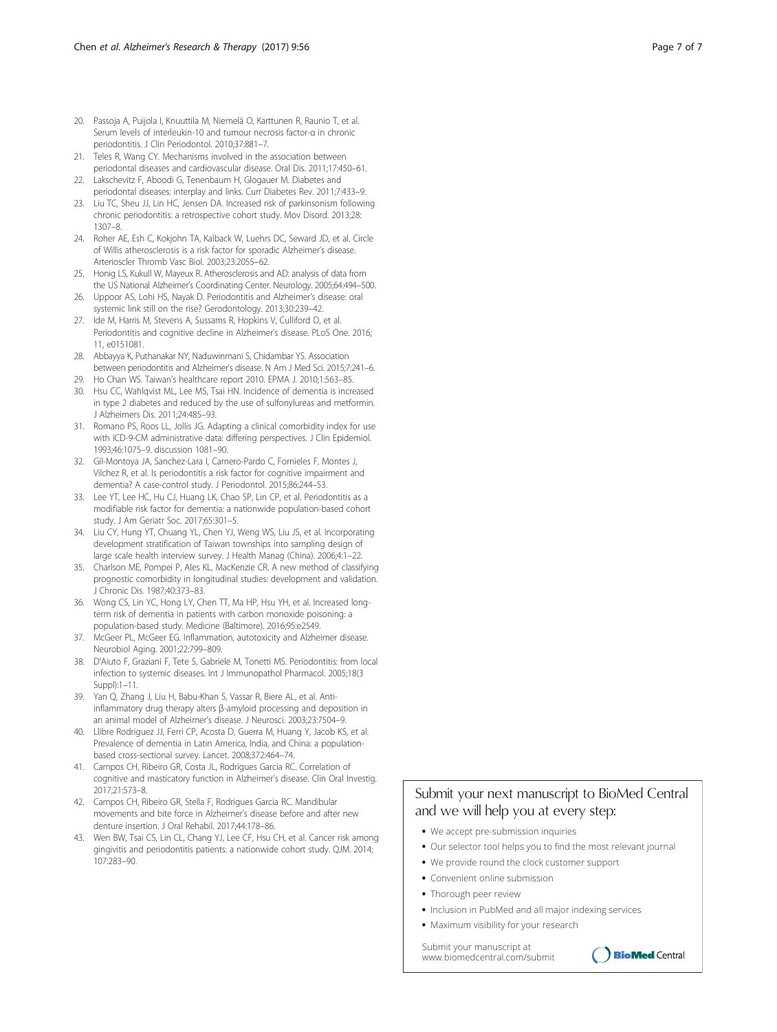20. Passoja A, Puijola I, Knuuttila M, Niemelä O, Karttunen R, Raunio T, et al. Serum levels of interleukin-10 and tumour necrosis factor-α in chronic periodontitis. J Clin Periodontol. 2010;37:881–7.
21. Teles R, Wang CY. Mechanisms involved in the association between periodontal diseases and cardiovascular disease. Oral Dis. 2011;17:450–61.
22. Lakschevitz F, Aboodi G, Tenenbaum H, Glogauer M. Diabetes and periodontal diseases: interplay and links. Curr Diabetes Rev. 2011;7:433–9.
23. Liu TC, Sheu JJ, Lin HC, Jensen DA. Increased risk of parkinsonism following chronic periodontitis: a retrospective cohort study. Mov Disord. 2013;28: 1307–8.
24. Roher AE, Esh C, Kokjohn TA, Kalback W, Luehrs DC, Seward JD, et al. Circle of Willis atherosclerosis is a risk factor for sporadic Alzheimer's disease. Arterioscler Thromb Vasc Biol. 2003;23:2055–62.
25. Honig LS, Kukull W, Mayeux R. Atherosclerosis and AD: analysis of data from the US National Alzheimer's Coordinating Center. Neurology. 2005;64:494–500.
26. Uppoor AS, Lohi HS, Nayak D. Periodontitis and Alzheimer's disease: oral systemic link still on the rise? Gerodontology. 2013;30:239–42.
27. Ide M, Harris M, Stevens A, Sussams R, Hopkins V, Culliford D, et al. Periodontitis and cognitive decline in Alzheimer's disease. PLoS One. 2016; 11, e0151081.
28. Abbayya K, Puthanakar NY, Naduwinmani S, Chidambar YS. Association between periodontitis and Alzheimer's disease. N Am J Med Sci. 2015;7:241–6.
29. Ho Chan WS. Taiwan's healthcare report 2010. EPMA J. 2010;1:563–85.
30. Hsu CC, Wahlqvist ML, Lee MS, Tsai HN. Incidence of dementia is increased in type 2 diabetes and reduced by the use of sulfonylureas and metformin. J Alzheimers Dis. 2011;24:485–93.
31. Romano PS, Roos LL, Jollis JG. Adapting a clinical comorbidity index for use with ICD-9-CM administrative data: differing perspectives. J Clin Epidemiol. 1993;46:1075–9. discussion 1081–90.
32. Gil-Montoya JA, Sanchez-Lara I, Carnero-Pardo C, Fornieles F, Montes J, Vilchez R, et al. Is periodontitis a risk factor for cognitive impairment and dementia? A case-control study. J Periodontol. 2015;86:244–53.
33. Lee YT, Lee HC, Hu CJ, Huang LK, Chao SP, Lin CP, et al. Periodontitis as a modifiable risk factor for dementia: a nationwide population-based cohort study. J Am Geriatr Soc. 2017;65:301–5.
34. Liu CY, Hung YT, Chuang YL, Chen YJ, Weng WS, Liu JS, et al. Incorporating development stratification of Taiwan townships into sampling design of large scale health interview survey. J Health Manag (China). 2006;4:1–22.
35. Charlson ME, Pompei P, Ales KL, MacKenzie CR. A new method of classifying prognostic comorbidity in longitudinal studies: development and validation. J Chronic Dis. 1987;40:373–83.
36. Wong CS, Lin YC, Hong LY, Chen TT, Ma HP, Hsu YH, et al. Increased long-term risk of dementia in patients with carbon monoxide poisoning: a population-based study. Medicine (Baltimore). 2016;95:e2549.
37. McGeer PL, McGeer EG. Inflammation, autotoxicity and Alzheimer disease. Neurobiol Aging. 2001;22:799–809.
38. D'Aiuto F, Graziani F, Tete S, Gabriele M, Tonetti MS. Periodontitis: from local infection to systemic diseases. Int J Immunopathol Pharmacol. 2005;18(3 Suppl):1–11.
39. Yan Q, Zhang J, Liu H, Babu-Khan S, Vassar R, Biere AL, et al. Anti-inflammatory drug therapy alters β-amyloid processing and deposition in an animal model of Alzheimer's disease. J Neurosci. 2003;23:7504–9.
40. Llibre Rodriguez JJ, Ferri CP, Acosta D, Guerra M, Huang Y, Jacob KS, et al. Prevalence of dementia in Latin America, India, and China: a population-based cross-sectional survey. Lancet. 2008;372:464–74.
41. Campos CH, Ribeiro GR, Costa JL, Rodrigues Garcia RC. Correlation of cognitive and masticatory function in Alzheimer's disease. Clin Oral Investig. 2017;21:573–8.
42. Campos CH, Ribeiro GR, Stella F, Rodrigues Garcia RC. Mandibular movements and bite force in Alzheimer's disease before and after new denture insertion. J Oral Rehabil. 2017;44:178–86.
43. Wen BW, Tsai CS, Lin CL, Chang YJ, Lee CF, Hsu CH, et al. Cancer risk among gingivitis and periodontitis patients: a nationwide cohort study. QJM. 2014; 107:283–90.

Submit your next manuscript to BioMed Central and we will help you at every step:

- We accept pre-submission inquiries
- Our selector tool helps you to find the most relevant journal
- We provide round the clock customer support
- Convenient online submission
- Thorough peer review
- Inclusion in PubMed and all major indexing services
- Maximum visibility for your research

Submit your manuscript at www.biomedcentral.com/submit

BioMed Central